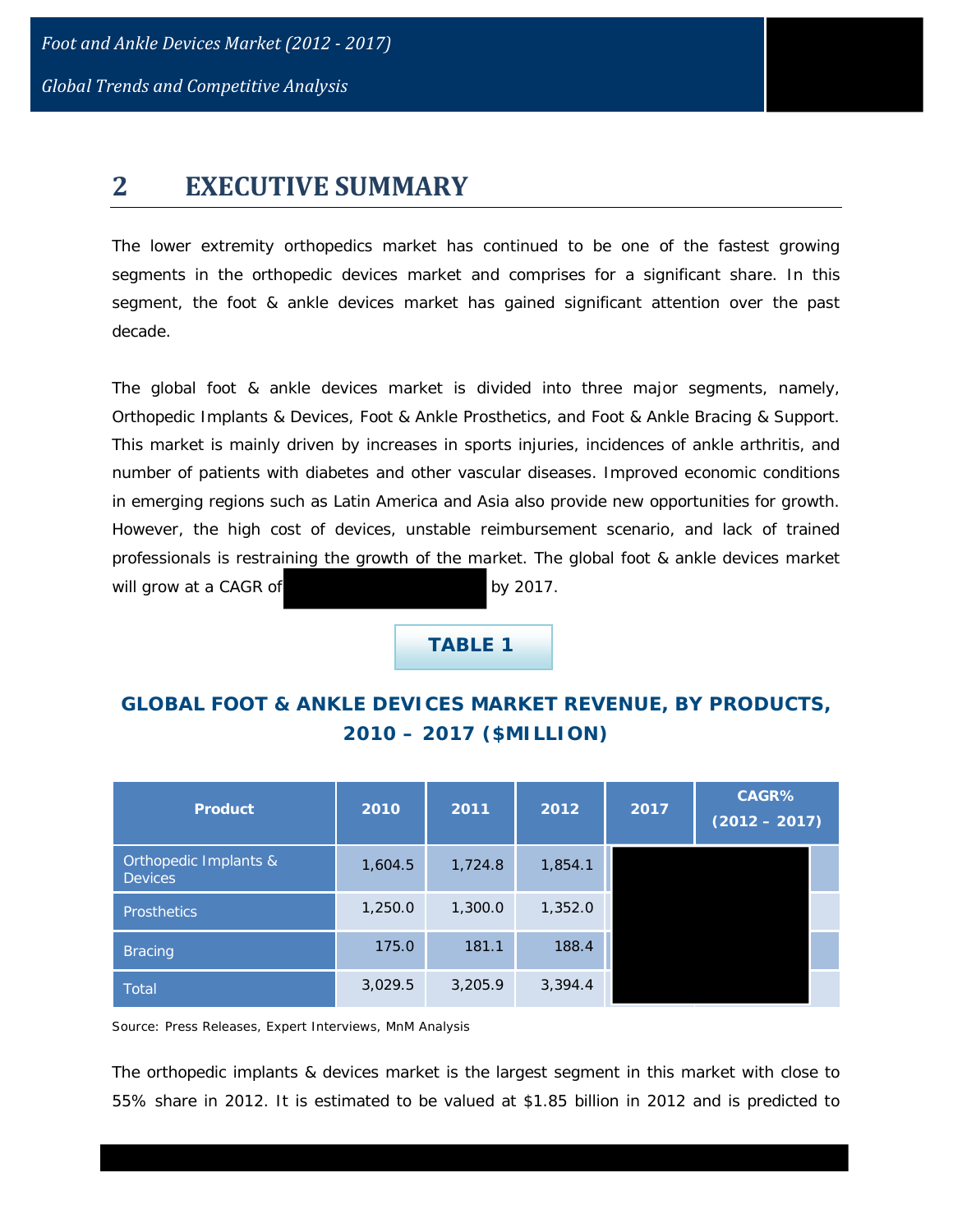## 2 EXECUTIVE SUMMARY

The lower extremity orthopedics market has continued to be one of the fastest growing segments in the orthopedic devices market and comprises for a significant share. In this segment, the foot & ankle devices market has gained significant attention over the past decade.

The global foot & ankle devices market is divided into three major segments, namely, Orthopedic Implants & Devices, Foot & Ankle Prosthetics, and Foot & Ankle Bracing & Support. This market is mainly driven by increases in sports injuries, incidences of ankle arthritis, and number of patients with diabetes and other vascular diseases. Improved economic conditions in emerging regions such as Latin America and Asia also provide new opportunities for growth. However, the high cost of devices, unstable reimbursement scenario, and lack of trained professionals is restraining the growth of the market. The global foot & ankle devices market will grow at a CAGR of by 2017.

**TABLE 1**

**GLOBAL FOOT & ANKLE DEVICES MARKET REVENUE, BY PRODUCTS, 2010 – 2017 ($MILLION)**

| Product | 2010 | 2011 | 2012 | 2017 | CAGR% (2012 – 2017) |
|---|---|---|---|---|---|
| Orthopedic Implants & Devices | 1,604.5 | 1,724.8 | 1,854.1 | | |
| Prosthetics | 1,250.0 | 1,300.0 | 1,352.0 | | |
| Bracing | 175.0 | 181.1 | 188.4 | | |
| Total | 3,029.5 | 3,205.9 | 3,394.4 | | |

Source: Press Releases, Expert Interviews, MnM Analysis

The orthopedic implants & devices market is the largest segment in this market with close to 55% share in 2012. It is estimated to be valued at $1.85 billion in 2012 and is predicted to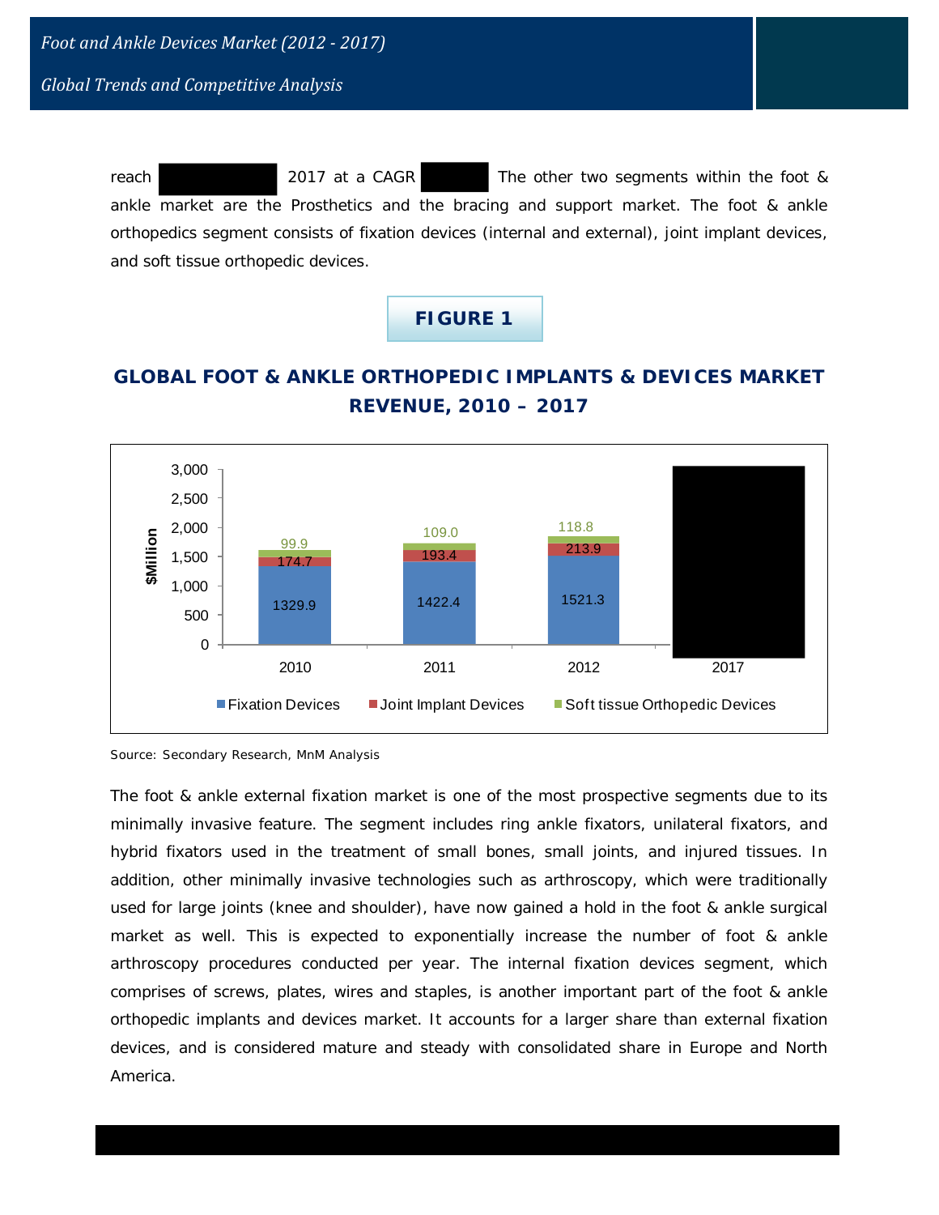reach [redacted] 2017 at a CAGR [redacted] The other two segments within the foot & ankle market are the Prosthetics and the bracing and support market. The foot & ankle orthopedics segment consists of fixation devices (internal and external), joint implant devices, and soft tissue orthopedic devices.

**FIGURE 1**

## GLOBAL FOOT & ANKLE ORTHOPEDIC IMPLANTS & DEVICES MARKET REVENUE, 2010 – 2017

$Million

3,000
2,500
2,000
1,500
1,000
500
0

99.9
174.7
1329.9

109.0
193.4
1422.4

118.8
213.9
1521.3

2010
2011
2012
2017

Fixation Devices
Joint Implant Devices
Soft tissue Orthopedic Devices

Source: Secondary Research, MnM Analysis

The foot & ankle external fixation market is one of the most prospective segments due to its minimally invasive feature. The segment includes ring ankle fixators, unilateral fixators, and hybrid fixators used in the treatment of small bones, small joints, and injured tissues. In addition, other minimally invasive technologies such as arthroscopy, which were traditionally used for large joints (knee and shoulder), have now gained a hold in the foot & ankle surgical market as well. This is expected to exponentially increase the number of foot & ankle arthroscopy procedures conducted per year. The internal fixation devices segment, which comprises of screws, plates, wires and staples, is another important part of the foot & ankle orthopedic implants and devices market. It accounts for a larger share than external fixation devices, and is considered mature and steady with consolidated share in Europe and North America.